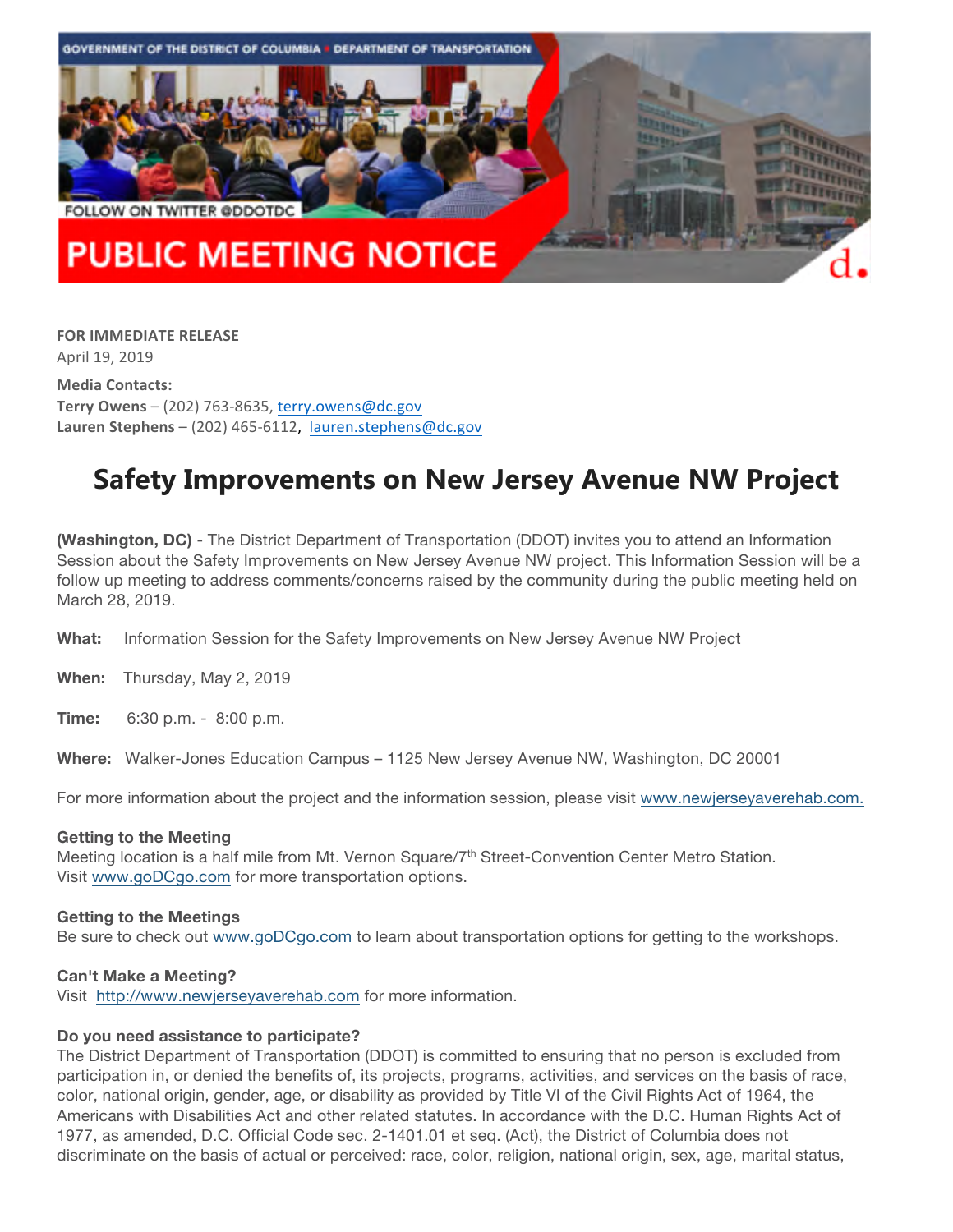GOVERNMENT OF THE DISTRICT OF COLUMBIA • DEPARTMENT OF TRANSPORTATION

FOLLOW ON TWITTER @DDOTDC

PUBLIC MEETING NOTICE

**FOR IMMEDIATE RELEASE**
April 19, 2019

**Media Contacts:**
**Terry Owens** – (202) 763-8635, terry.owens@dc.gov
**Lauren Stephens** – (202) 465-6112, lauren.stephens@dc.gov

# Safety Improvements on New Jersey Avenue NW Project

**(Washington, DC)** - The District Department of Transportation (DDOT) invites you to attend an Information Session about the Safety Improvements on New Jersey Avenue NW project. This Information Session will be a follow up meeting to address comments/concerns raised by the community during the public meeting held on March 28, 2019.

**What:** Information Session for the Safety Improvements on New Jersey Avenue NW Project

**When:** Thursday, May 2, 2019

**Time:** 6:30 p.m. - 8:00 p.m.

**Where:** Walker-Jones Education Campus – 1125 New Jersey Avenue NW, Washington, DC 20001

For more information about the project and the information session, please visit www.newjerseyaverehab.com.

**Getting to the Meeting**
Meeting location is a half mile from Mt. Vernon Square/7th Street-Convention Center Metro Station. Visit www.goDCgo.com for more transportation options.

**Getting to the Meetings**
Be sure to check out www.goDCgo.com to learn about transportation options for getting to the workshops.

**Can't Make a Meeting?**
Visit http://www.newjerseyaverehab.com for more information.

**Do you need assistance to participate?**
The District Department of Transportation (DDOT) is committed to ensuring that no person is excluded from participation in, or denied the benefits of, its projects, programs, activities, and services on the basis of race, color, national origin, gender, age, or disability as provided by Title VI of the Civil Rights Act of 1964, the Americans with Disabilities Act and other related statutes. In accordance with the D.C. Human Rights Act of 1977, as amended, D.C. Official Code sec. 2-1401.01 et seq. (Act), the District of Columbia does not discriminate on the basis of actual or perceived: race, color, religion, national origin, sex, age, marital status,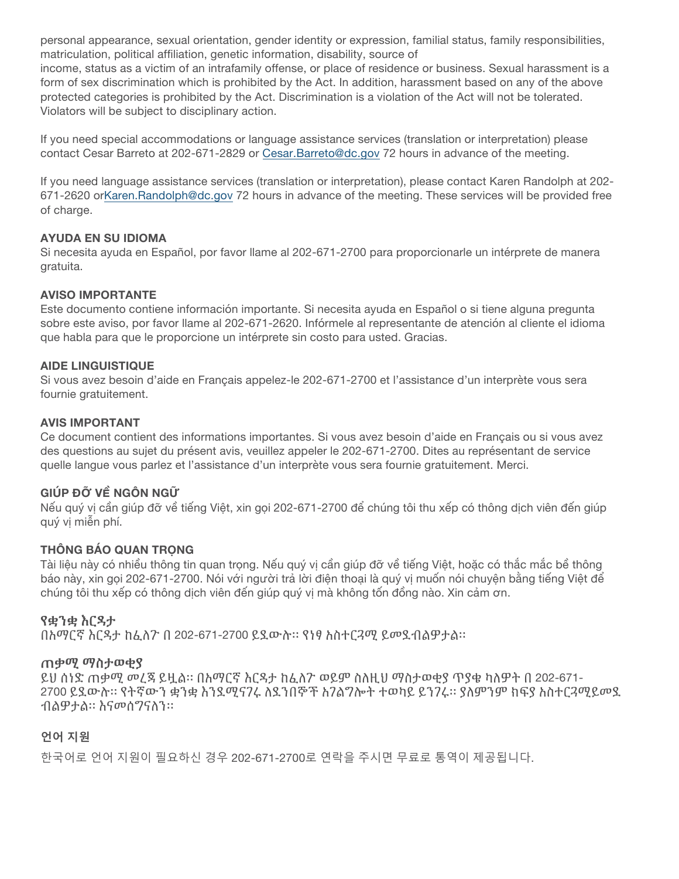personal appearance, sexual orientation, gender identity or expression, familial status, family responsibilities, matriculation, political affiliation, genetic information, disability, source of income, status as a victim of an intrafamily offense, or place of residence or business. Sexual harassment is a form of sex discrimination which is prohibited by the Act. In addition, harassment based on any of the above protected categories is prohibited by the Act. Discrimination is a violation of the Act will not be tolerated. Violators will be subject to disciplinary action.

If you need special accommodations or language assistance services (translation or interpretation) please contact Cesar Barreto at 202-671-2829 or Cesar.Barreto@dc.gov 72 hours in advance of the meeting.

If you need language assistance services (translation or interpretation), please contact Karen Randolph at 202-671-2620 orKaren.Randolph@dc.gov 72 hours in advance of the meeting. These services will be provided free of charge.

**AYUDA EN SU IDIOMA**
Si necesita ayuda en Español, por favor llame al 202-671-2700 para proporcionarle un intérprete de manera gratuita.

**AVISO IMPORTANTE**
Este documento contiene información importante. Si necesita ayuda en Español o si tiene alguna pregunta sobre este aviso, por favor llame al 202-671-2620. Infórmele al representante de atención al cliente el idioma que habla para que le proporcione un intérprete sin costo para usted. Gracias.

**AIDE LINGUISTIQUE**
Si vous avez besoin d'aide en Français appelez-le 202-671-2700 et l'assistance d'un interprète vous sera fournie gratuitement.

**AVIS IMPORTANT**
Ce document contient des informations importantes. Si vous avez besoin d'aide en Français ou si vous avez des questions au sujet du présent avis, veuillez appeler le 202-671-2700. Dites au représentant de service quelle langue vous parlez et l'assistance d'un interprète vous sera fournie gratuitement. Merci.

**GIÚP ĐỠ VỀ NGÔN NGỮ**
Nếu quý vị cần giúp đỡ về tiếng Việt, xin gọi 202-671-2700 để chúng tôi thu xếp có thông dịch viên đến giúp quý vị miễn phí.

**THÔNG BÁO QUAN TRỌNG**
Tài liệu này có nhiều thông tin quan trọng. Nếu quý vị cần giúp đỡ về tiếng Việt, hoặc có thắc mắc bề thông báo này, xin gọi 202-671-2700. Nói với người trả lời điện thoại là quý vị muốn nói chuyện bằng tiếng Việt để chúng tôi thu xếp có thông dịch viên đến giúp quý vị mà không tốn đồng nào. Xin cảm ơn.

**የቋንቋ እርዳታ**
በአማርኛ እርዳታ ከፈለጉ በ 202-671-2700 ይደውሉ። የነፃ አስተርጓሚ ይመደብልዎታል።

**ጠቃሚ ማስታወቂያ**
ይህ ሰነድ ጠቃሚ መረጃ ይዟል። በአማርኛ እርዳታ ከፈለጉ ወይም ስለዚህ ማስታወቂያ ጥያቄ ካለዎት በ 202-671-2700 ይደውሉ። የትኛውን ቋንቋ እንደሚናገሩ ለደንበኞች አገልግሎት ተወካይ ይንገሩ። ያለምንም ክፍያ አስተርጓሚይመደብልዎታል። እናመሰግናለን።

**언어 지원**
한국어로 언어 지원이 필요하신 경우 202-671-2700로 연락을 주시면 무료로 통역이 제공됩니다.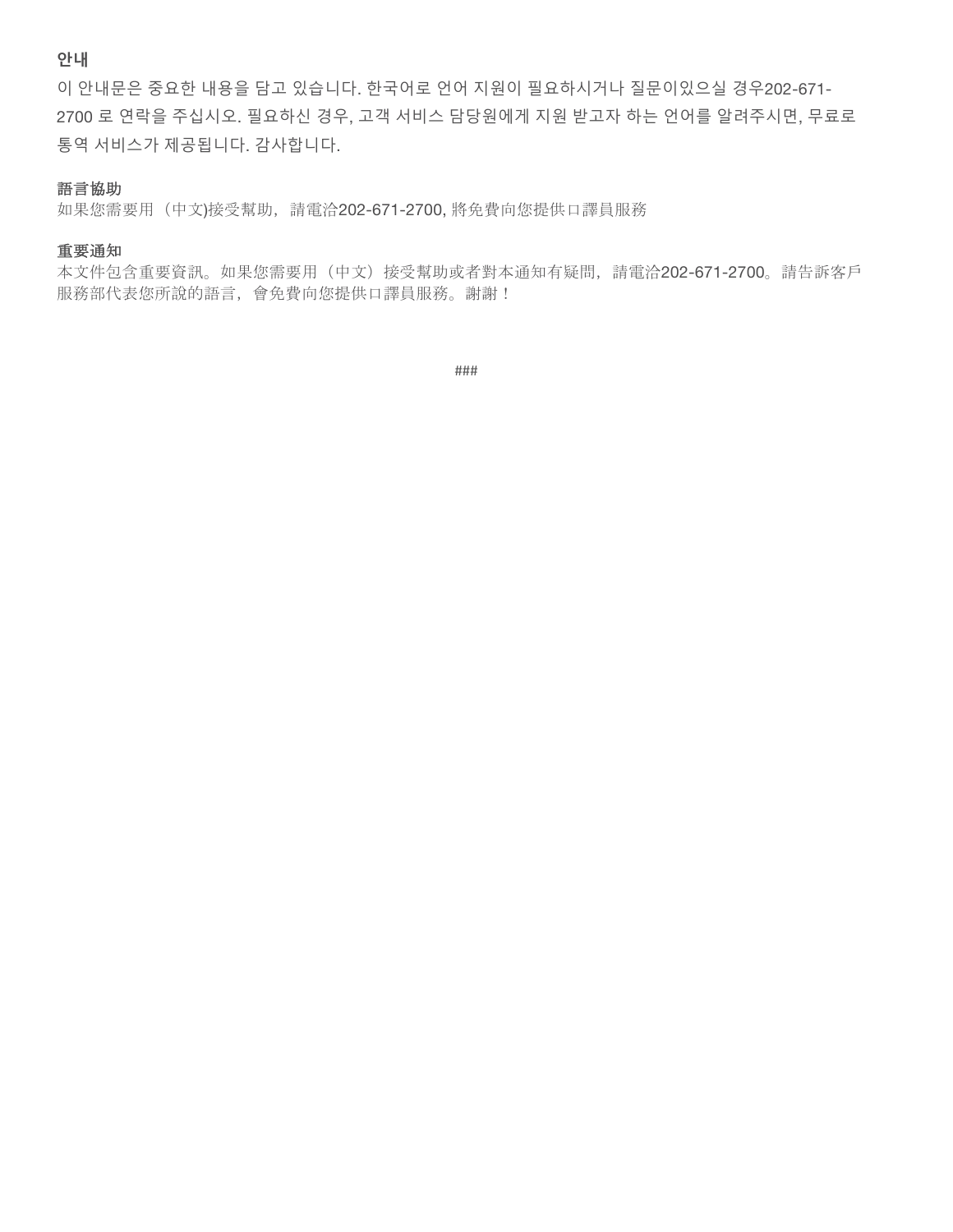**안내**

이 안내문은 중요한 내용을 담고 있습니다. 한국어로 언어 지원이 필요하시거나 질문이있으실 경우202-671-2700 로 연락을 주십시오. 필요하신 경우, 고객 서비스 담당원에게 지원 받고자 하는 언어를 알려주시면, 무료로 통역 서비스가 제공됩니다. 감사합니다.

**語言協助**

如果您需要用（中文)接受幫助，請電洽202-671-2700, 將免費向您提供口譯員服務

**重要通知**

本文件包含重要資訊。如果您需要用（中文）接受幫助或者對本通知有疑問，請電洽202-671-2700。請告訴客戶服務部代表您所說的語言，會免費向您提供口譯員服務。謝謝！

###